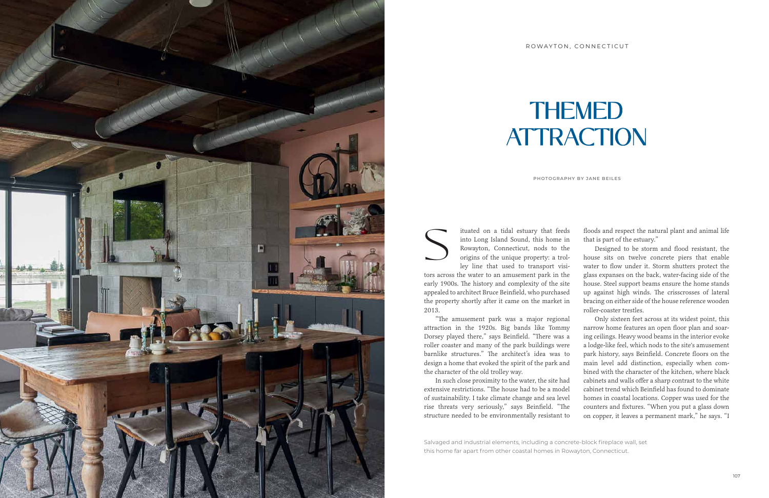ROWAYTON, CONNECTICUT

# THEMED ATTRACTION

PHOTOGRAPHY BY JANE BEILES

Situated on a tidal estuary that feeds into Long Island Sound, this home in Rowayton, Connecticut, nods to the origins of the unique property: a trolley line that used to transport visitors across the water to an amusement park in the early 1900s. The history and complexity of the site appealed to architect Bruce Beinfield, who purchased the property shortly after it came on the market in 2013.

"The amusement park was a major regional attraction in the 1920s. Big bands like Tommy Dorsey played there," says Beinfield. "There was a roller coaster and many of the park buildings were barnlike structures." The architect's idea was to design a home that evoked the spirit of the park and the character of the old trolley way.

In such close proximity to the water, the site had extensive restrictions. "The house had to be a model of sustainability. I take climate change and sea level rise threats very seriously," says Beinfield. "The structure needed to be environmentally resistant to floods and respect the natural plant and animal life that is part of the estuary."

Designed to be storm and flood resistant, the house sits on twelve concrete piers that enable water to flow under it. Storm shutters protect the glass expanses on the back, water-facing side of the house. Steel support beams ensure the home stands up against high winds. The crisscrosses of lateral bracing on either side of the house reference wooden roller-coaster trestles.

Only sixteen feet across at its widest point, this narrow home features an open floor plan and soaring ceilings. Heavy wood beams in the interior evoke a lodge-like feel, which nods to the site's amusement park history, says Beinfield. Concrete floors on the main level add distinction, especially when combined with the character of the kitchen, where black cabinets and walls offer a sharp contrast to the white cabinet trend which Beinfield has found to dominate homes in coastal locations. Copper was used for the counters and fixtures. "When you put a glass down on copper, it leaves a permanent mark," he says. "I

Salvaged and industrial elements, including a concrete-block fireplace wall, set this home far apart from other coastal homes in Rowayton, Connecticut.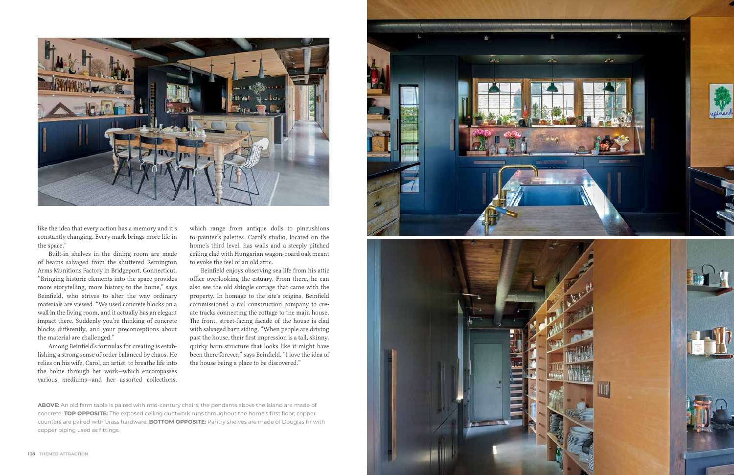like the idea that every action has a memory and it's constantly changing. Every mark brings more life in the space."

Built-in shelves in the dining room are made of beams salvaged from the shuttered Remington Arms Munitions Factory in Bridgeport, Connecticut. "Bringing historic elements into the space provides more storytelling, more history to the home," says Beinfield, who strives to alter the way ordinary materials are viewed. "We used concrete blocks on a wall in the living room, and it actually has an elegant impact there. Suddenly you're thinking of concrete blocks differently, and your preconceptions about the material are challenged."

Among Beinfield's formulas for creating is establishing a strong sense of order balanced by chaos. He relies on his wife, Carol, an artist, to breathe life into the home through her work—which encompasses various mediums—and her assorted collections, which range from antique dolls to pincushions to painter's palettes. Carol's studio, located on the home's third level, has walls and a steeply pitched ceiling clad with Hungarian wagon-board oak meant to evoke the feel of an old attic.

Beinfield enjoys observing sea life from his attic office overlooking the estuary. From there, he can also see the old shingle cottage that came with the property. In homage to the site's origins, Beinfield commissioned a rail construction company to create tracks connecting the cottage to the main house. The front, street-facing facade of the house is clad with salvaged barn siding. "When people are driving past the house, their first impression is a tall, skinny, quirky barn structure that looks like it might have been there forever," says Beinfield. "I love the idea of the house being a place to be discovered."

**ABOVE:** An old farm table is paired with mid-century chairs; the pendants above the island are made of concrete. **TOP OPPOSITE:** The exposed ceiling ductwork runs throughout the home's first floor; copper counters are paired with brass hardware. **BOTTOM OPPOSITE:** Pantry shelves are made of Douglas fir with copper piping used as fittings.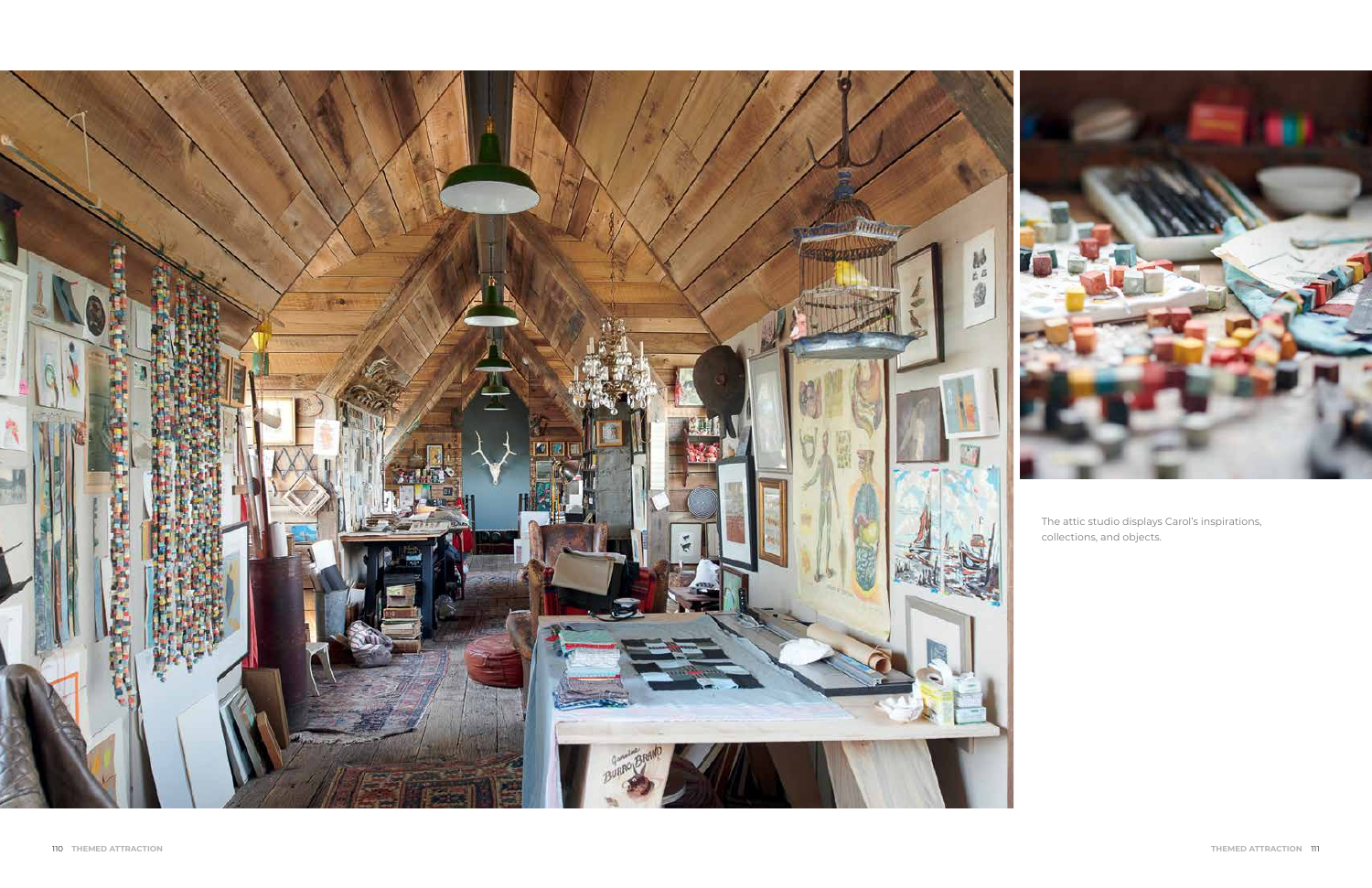The attic studio displays Carol's inspirations, collections, and objects.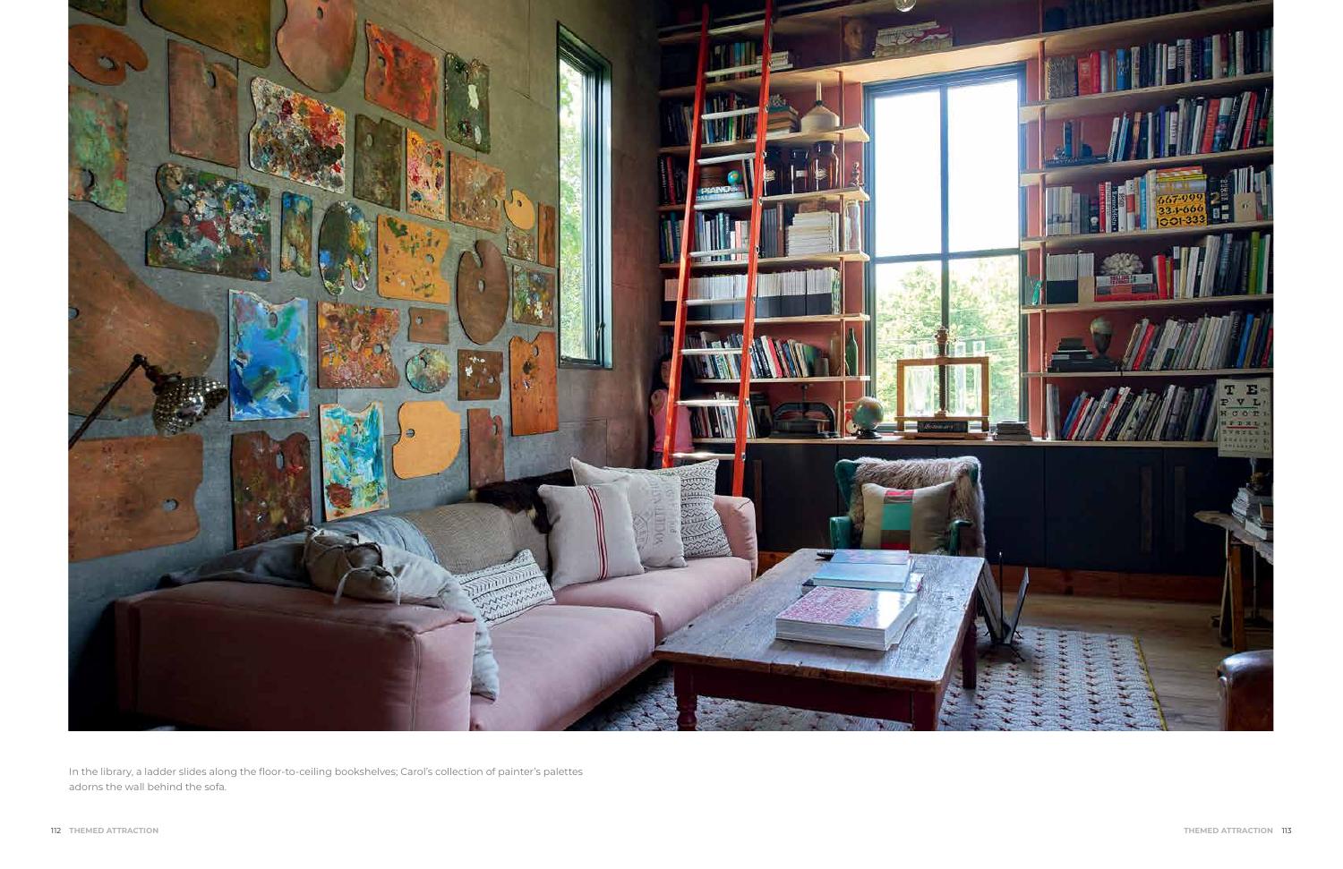In the library, a ladder slides along the floor-to-ceiling bookshelves; Carol's collection of painter's palettes adorns the wall behind the sofa.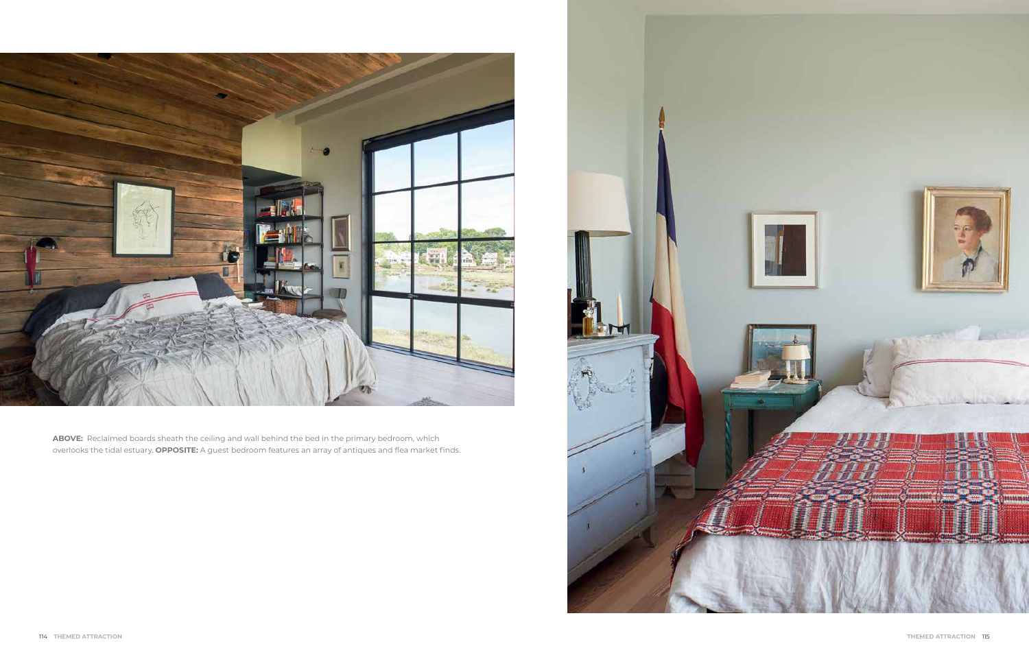**ABOVE:** Reclaimed boards sheath the ceiling and wall behind the bed in the primary bedroom, which overlooks the tidal estuary. **OPPOSITE:** A guest bedroom features an array of antiques and flea market finds.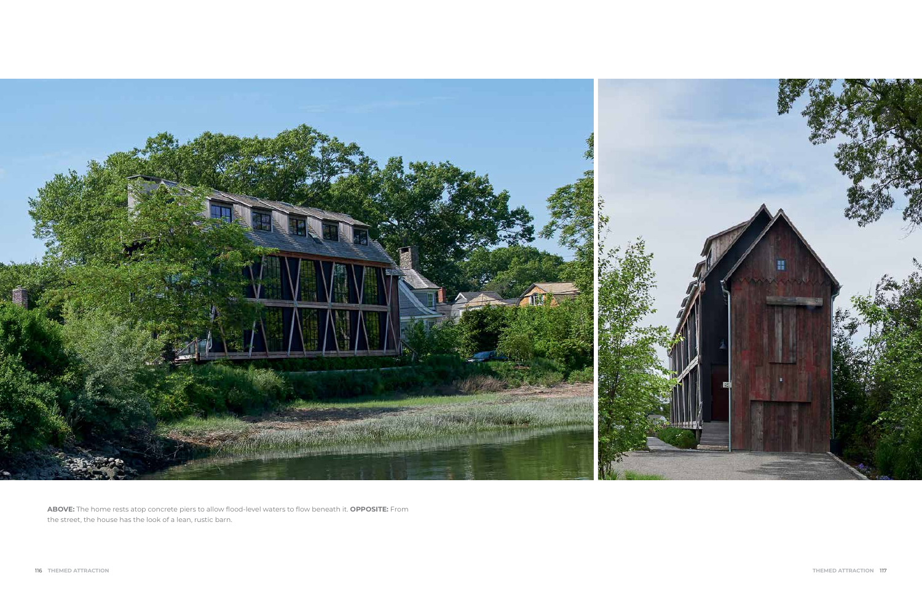**ABOVE:** The home rests atop concrete piers to allow flood-level waters to flow beneath it. **OPPOSITE:** From the street, the house has the look of a lean, rustic barn.